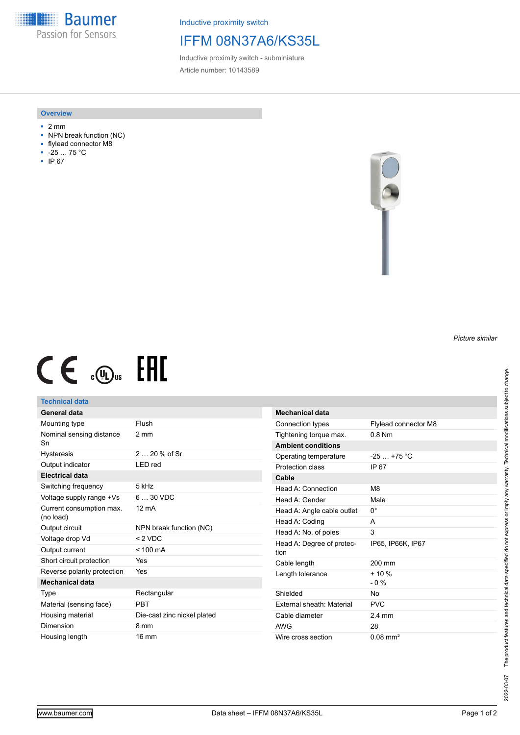Inductive proximity switch

# IFFM 08N37A6/KS35L

Inductive proximity switch - subminiature

Article number: 10143589

## Overview

- 2 mm
- NPN break function (NC)
- flylead connector M8
- -25 … 75 °C
- IP 67

*Picture similar*

## Technical data

| General data | |
|---|---|
| Mounting type | Flush |
| Nominal sensing distance Sn | 2 mm |
| Hysteresis | 2 … 20 % of Sr |
| Output indicator | LED red |
| **Electrical data** | |
| Switching frequency | 5 kHz |
| Voltage supply range +Vs | 6 … 30 VDC |
| Current consumption max. (no load) | 12 mA |
| Output circuit | NPN break function (NC) |
| Voltage drop Vd | < 2 VDC |
| Output current | < 100 mA |
| Short circuit protection | Yes |
| Reverse polarity protection | Yes |
| **Mechanical data** | |
| Type | Rectangular |
| Material (sensing face) | PBT |
| Housing material | Die-cast zinc nickel plated |
| Dimension | 8 mm |
| Housing length | 16 mm |

| Mechanical data | |
|---|---|
| Connection types | Flylead connector M8 |
| Tightening torque max. | 0.8 Nm |
| **Ambient conditions** | |
| Operating temperature | -25 … +75 °C |
| Protection class | IP 67 |
| **Cable** | |
| Head A: Connection | M8 |
| Head A: Gender | Male |
| Head A: Angle cable outlet | 0° |
| Head A: Coding | A |
| Head A: No. of poles | 3 |
| Head A: Degree of protection | IP65, IP66K, IP67 |
| Cable length | 200 mm |
| Length tolerance | + 10 % <br> - 0 % |
| Shielded | No |
| External sheath: Material | PVC |
| Cable diameter | 2.4 mm |
| AWG | 28 |
| Wire cross section | 0.08 mm² |

The product features and technical data specified do not express or imply any warranty. Technical modifications subject to change.

2022-03-07

www.baumer.com

Data sheet – IFFM 08N37A6/KS35L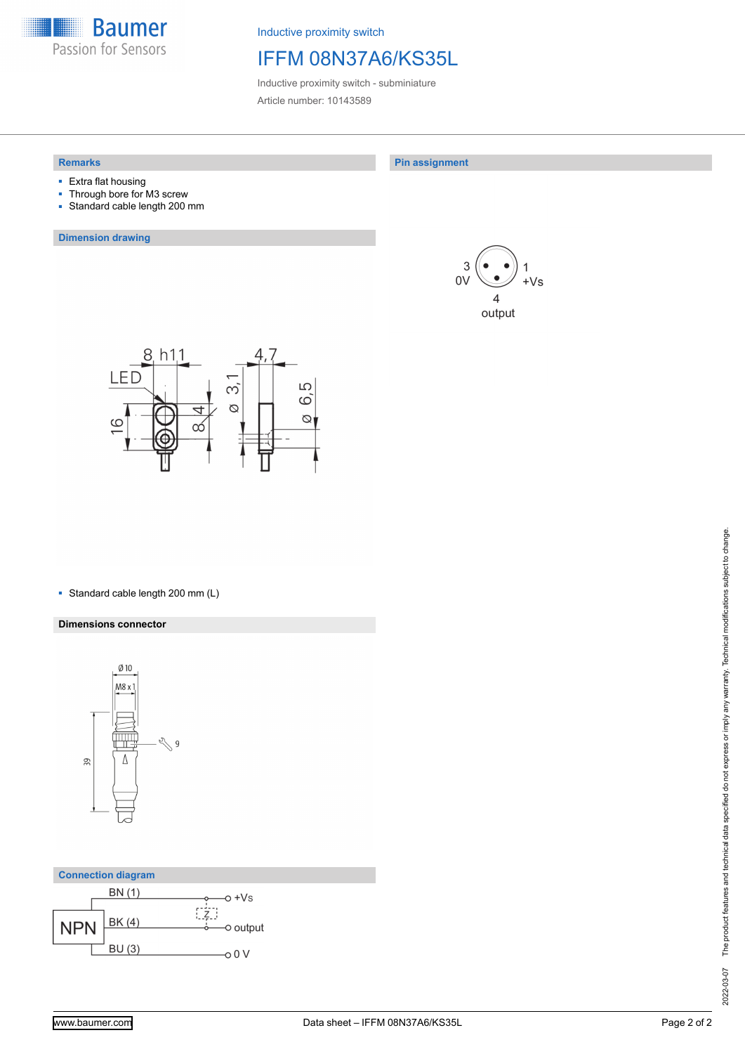Inductive proximity switch

# IFFM 08N37A6/KS35L

Inductive proximity switch - subminiature

Article number: 10143589

## Remarks

- Extra flat housing
- Through bore for M3 screw
- Standard cable length 200 mm

## Dimension drawing

8 h11

LED

16

8,4

8

4,7

ø 3,1

ø 6,5

- Standard cable length 200 mm (L)

## Dimensions connector

ø 10

M8 x 1

39

9

## Connection diagram

NPN

BN (1) +Vs

BK (4) output

BU (3) 0 V

Z

## Pin assignment

3 0V

1 +Vs

4 output

2022-03-07 The product features and technical data specified do not express or imply any warranty. Technical modifications subject to change.

www.baumer.com

Data sheet – IFFM 08N37A6/KS35L